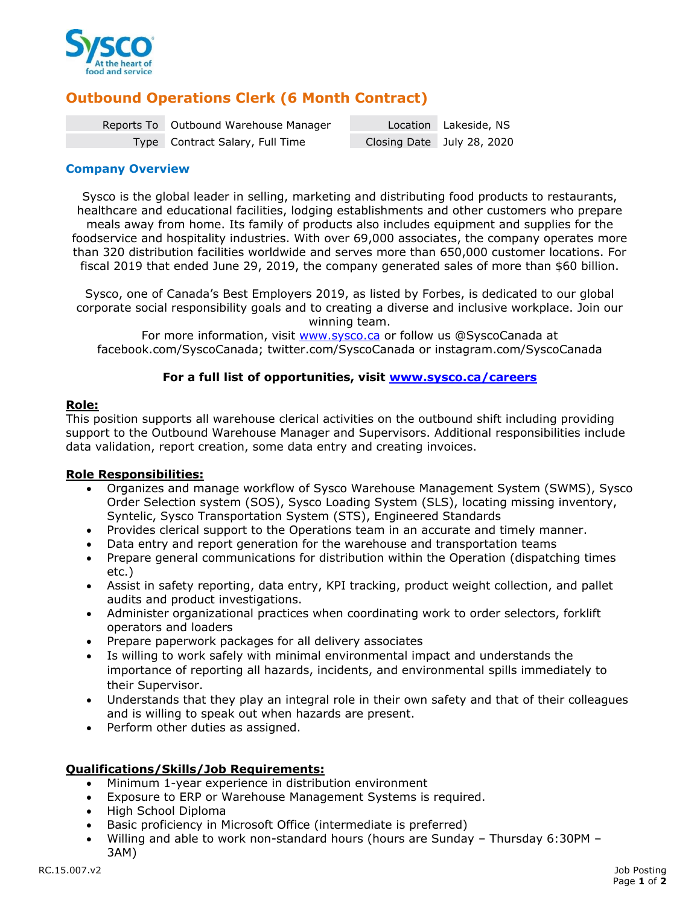# Outbound Operations Clerk (6 Month Contract)

| Reports To | Outbound Warehouse Manager | Location | Lakeside, NS |
|---|---|---|---|
| Type | Contract Salary, Full Time | Closing Date | July 28, 2020 |

## Company Overview

Sysco is the global leader in selling, marketing and distributing food products to restaurants, healthcare and educational facilities, lodging establishments and other customers who prepare meals away from home. Its family of products also includes equipment and supplies for the foodservice and hospitality industries. With over 69,000 associates, the company operates more than 320 distribution facilities worldwide and serves more than 650,000 customer locations. For fiscal 2019 that ended June 29, 2019, the company generated sales of more than $60 billion.

Sysco, one of Canada's Best Employers 2019, as listed by Forbes, is dedicated to our global corporate social responsibility goals and to creating a diverse and inclusive workplace. Join our winning team.
For more information, visit www.sysco.ca or follow us @SyscoCanada at facebook.com/SyscoCanada; twitter.com/SyscoCanada or instagram.com/SyscoCanada

**For a full list of opportunities, visit www.sysco.ca/careers**

**Role:**
This position supports all warehouse clerical activities on the outbound shift including providing support to the Outbound Warehouse Manager and Supervisors. Additional responsibilities include data validation, report creation, some data entry and creating invoices.

**Role Responsibilities:**

- Organizes and manage workflow of Sysco Warehouse Management System (SWMS), Sysco Order Selection system (SOS), Sysco Loading System (SLS), locating missing inventory, Syntelic, Sysco Transportation System (STS), Engineered Standards
- Provides clerical support to the Operations team in an accurate and timely manner.
- Data entry and report generation for the warehouse and transportation teams
- Prepare general communications for distribution within the Operation (dispatching times etc.)
- Assist in safety reporting, data entry, KPI tracking, product weight collection, and pallet audits and product investigations.
- Administer organizational practices when coordinating work to order selectors, forklift operators and loaders
- Prepare paperwork packages for all delivery associates
- Is willing to work safely with minimal environmental impact and understands the importance of reporting all hazards, incidents, and environmental spills immediately to their Supervisor.
- Understands that they play an integral role in their own safety and that of their colleagues and is willing to speak out when hazards are present.
- Perform other duties as assigned.

**Qualifications/Skills/Job Requirements:**

- Minimum 1-year experience in distribution environment
- Exposure to ERP or Warehouse Management Systems is required.
- High School Diploma
- Basic proficiency in Microsoft Office (intermediate is preferred)
- Willing and able to work non-standard hours (hours are Sunday – Thursday 6:30PM – 3AM)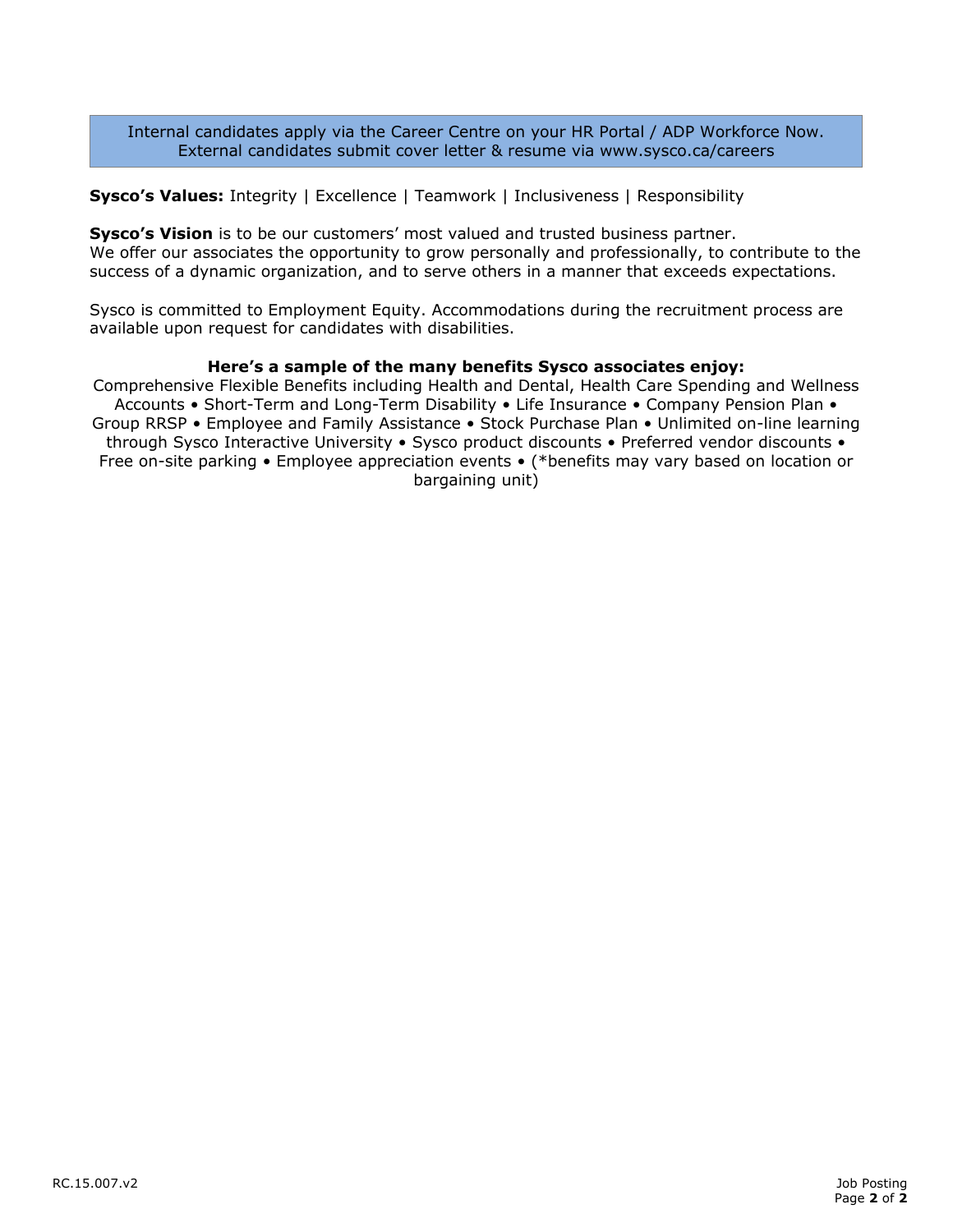Internal candidates apply via the Career Centre on your HR Portal / ADP Workforce Now.
External candidates submit cover letter & resume via www.sysco.ca/careers

**Sysco's Values:** Integrity | Excellence | Teamwork | Inclusiveness | Responsibility

**Sysco's Vision** is to be our customers' most valued and trusted business partner.
We offer our associates the opportunity to grow personally and professionally, to contribute to the success of a dynamic organization, and to serve others in a manner that exceeds expectations.

Sysco is committed to Employment Equity. Accommodations during the recruitment process are available upon request for candidates with disabilities.

**Here's a sample of the many benefits Sysco associates enjoy:**

Comprehensive Flexible Benefits including Health and Dental, Health Care Spending and Wellness Accounts • Short-Term and Long-Term Disability • Life Insurance • Company Pension Plan • Group RRSP • Employee and Family Assistance • Stock Purchase Plan • Unlimited on-line learning through Sysco Interactive University • Sysco product discounts • Preferred vendor discounts • Free on-site parking • Employee appreciation events • (*benefits may vary based on location or bargaining unit)

RC.15.007.v2